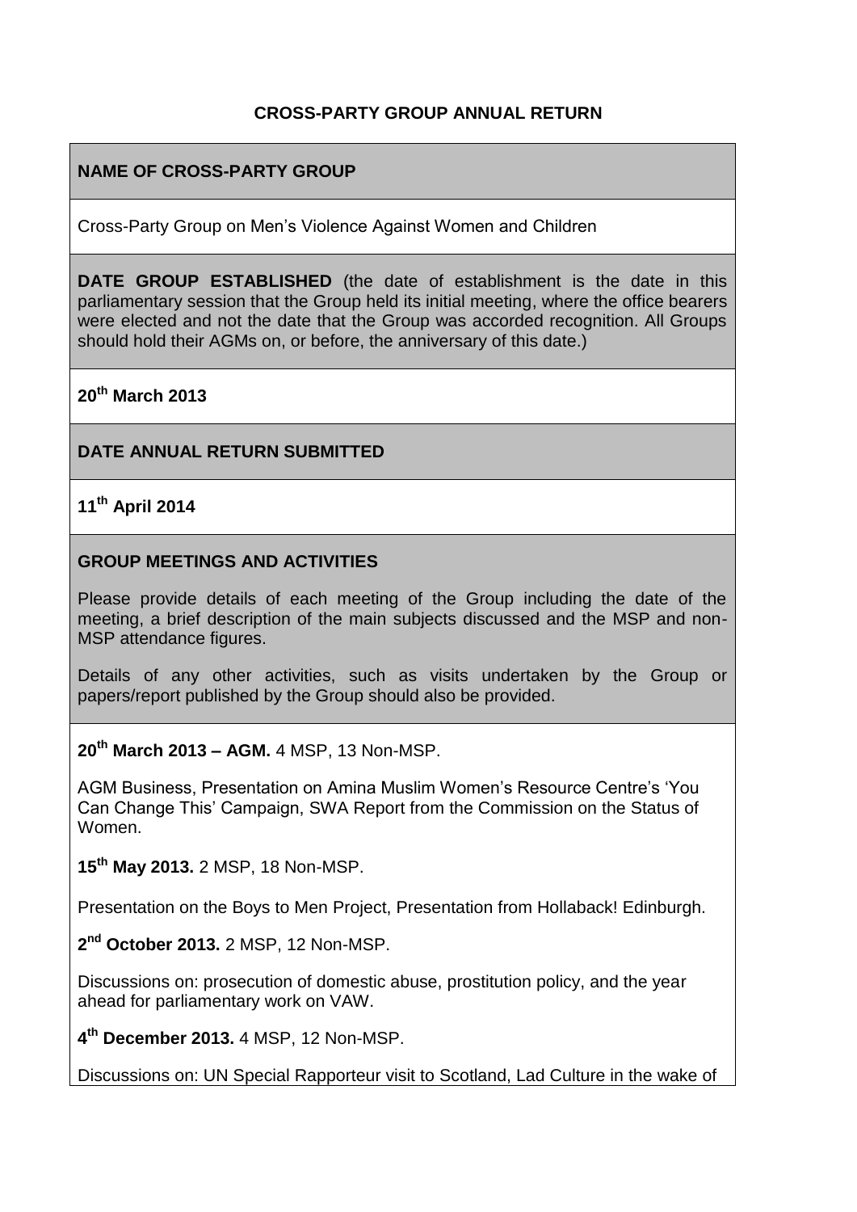**CROSS-PARTY GROUP ANNUAL RETURN**

**NAME OF CROSS-PARTY GROUP**

Cross-Party Group on Men's Violence Against Women and Children

**DATE GROUP ESTABLISHED** (the date of establishment is the date in this parliamentary session that the Group held its initial meeting, where the office bearers were elected and not the date that the Group was accorded recognition. All Groups should hold their AGMs on, or before, the anniversary of this date.)

**20th March 2013**

**DATE ANNUAL RETURN SUBMITTED**

**11th April 2014**

**GROUP MEETINGS AND ACTIVITIES**

Please provide details of each meeting of the Group including the date of the meeting, a brief description of the main subjects discussed and the MSP and non-MSP attendance figures.

Details of any other activities, such as visits undertaken by the Group or papers/report published by the Group should also be provided.

**20th March 2013 – AGM.** 4 MSP, 13 Non-MSP.

AGM Business, Presentation on Amina Muslim Women's Resource Centre's 'You Can Change This' Campaign, SWA Report from the Commission on the Status of Women.

**15th May 2013.** 2 MSP, 18 Non-MSP.

Presentation on the Boys to Men Project, Presentation from Hollaback! Edinburgh.

**2nd October 2013.** 2 MSP, 12 Non-MSP.

Discussions on: prosecution of domestic abuse, prostitution policy, and the year ahead for parliamentary work on VAW.

**4th December 2013.** 4 MSP, 12 Non-MSP.

Discussions on: UN Special Rapporteur visit to Scotland, Lad Culture in the wake of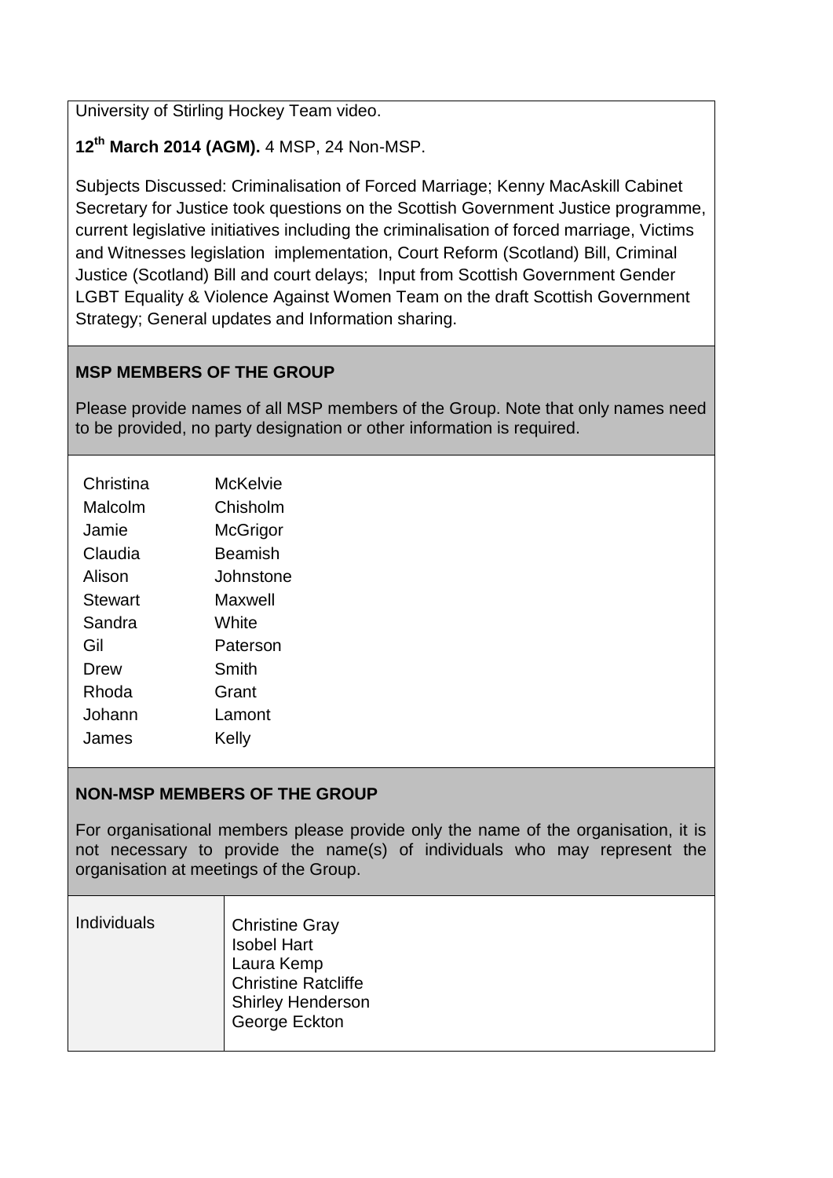University of Stirling Hockey Team video.

**12th March 2014 (AGM).** 4 MSP, 24 Non-MSP.

Subjects Discussed: Criminalisation of Forced Marriage; Kenny MacAskill Cabinet Secretary for Justice took questions on the Scottish Government Justice programme, current legislative initiatives including the criminalisation of forced marriage, Victims and Witnesses legislation implementation, Court Reform (Scotland) Bill, Criminal Justice (Scotland) Bill and court delays; Input from Scottish Government Gender LGBT Equality & Violence Against Women Team on the draft Scottish Government Strategy; General updates and Information sharing.

**MSP MEMBERS OF THE GROUP**

Please provide names of all MSP members of the Group. Note that only names need to be provided, no party designation or other information is required.

| | |
|---|---|
| Christina | McKelvie |
| Malcolm | Chisholm |
| Jamie | McGrigor |
| Claudia | Beamish |
| Alison | Johnstone |
| Stewart | Maxwell |
| Sandra | White |
| Gil | Paterson |
| Drew | Smith |
| Rhoda | Grant |
| Johann | Lamont |
| James | Kelly |

**NON-MSP MEMBERS OF THE GROUP**

For organisational members please provide only the name of the organisation, it is not necessary to provide the name(s) of individuals who may represent the organisation at meetings of the Group.

| | |
|---|---|
| Individuals | Christine Gray<br>Isobel Hart<br>Laura Kemp<br>Christine Ratcliffe<br>Shirley Henderson<br>George Eckton |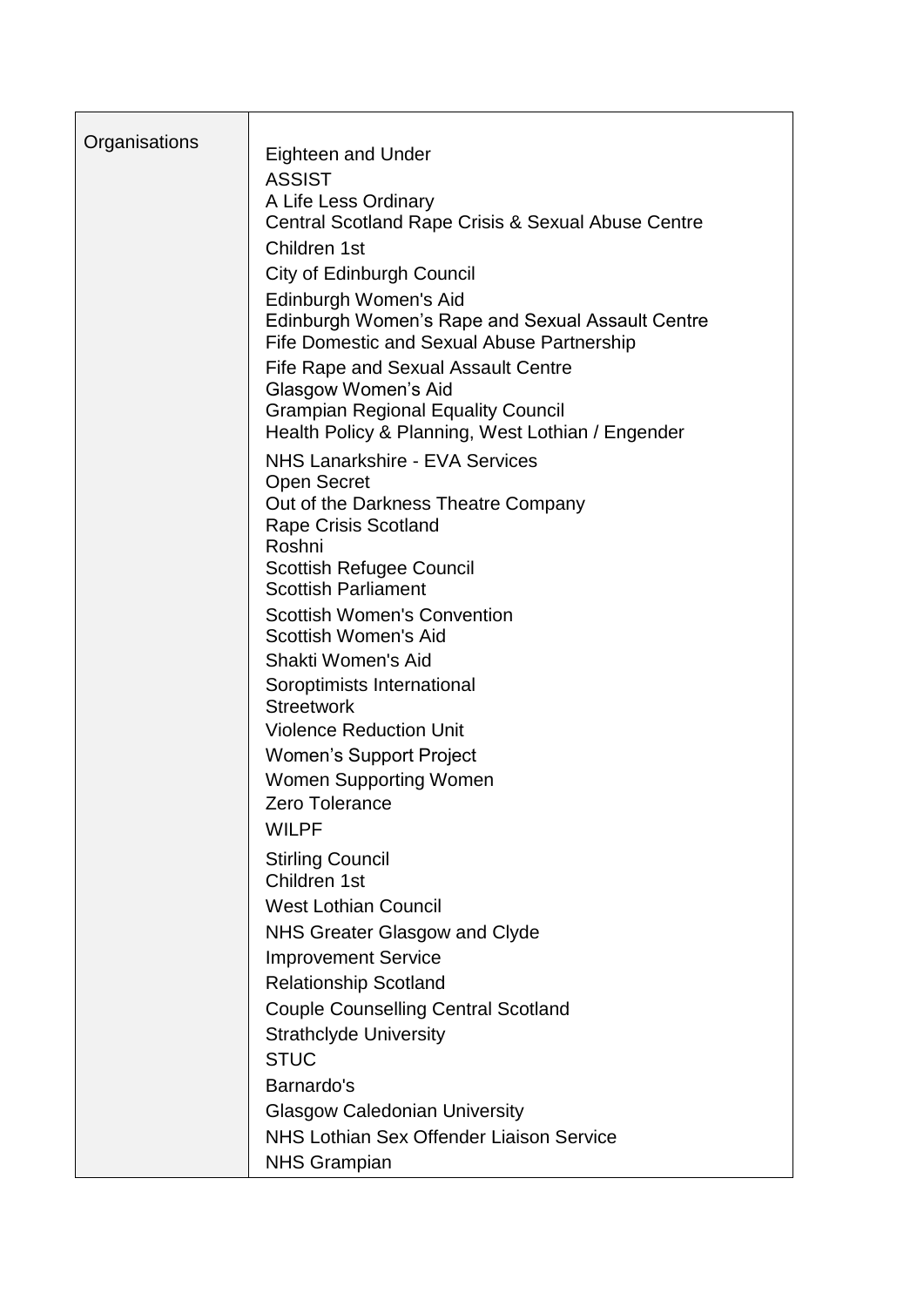| | |
|---|---|
| Organisations | Eighteen and Under<br>ASSIST<br>A Life Less Ordinary<br>Central Scotland Rape Crisis & Sexual Abuse Centre<br>Children 1st<br>City of Edinburgh Council<br>Edinburgh Women's Aid<br>Edinburgh Women's Rape and Sexual Assault Centre<br>Fife Domestic and Sexual Abuse Partnership<br>Fife Rape and Sexual Assault Centre<br>Glasgow Women's Aid<br>Grampian Regional Equality Council<br>Health Policy & Planning, West Lothian / Engender<br>NHS Lanarkshire - EVA Services<br>Open Secret<br>Out of the Darkness Theatre Company<br>Rape Crisis Scotland<br>Roshni<br>Scottish Refugee Council<br>Scottish Parliament<br>Scottish Women's Convention<br>Scottish Women's Aid<br>Shakti Women's Aid<br>Soroptimists International<br>Streetwork<br>Violence Reduction Unit<br>Women's Support Project<br>Women Supporting Women<br>Zero Tolerance<br>WILPF<br>Stirling Council<br>Children 1st<br>West Lothian Council<br>NHS Greater Glasgow and Clyde<br>Improvement Service<br>Relationship Scotland<br>Couple Counselling Central Scotland<br>Strathclyde University<br>STUC<br>Barnardo's<br>Glasgow Caledonian University<br>NHS Lothian Sex Offender Liaison Service<br>NHS Grampian |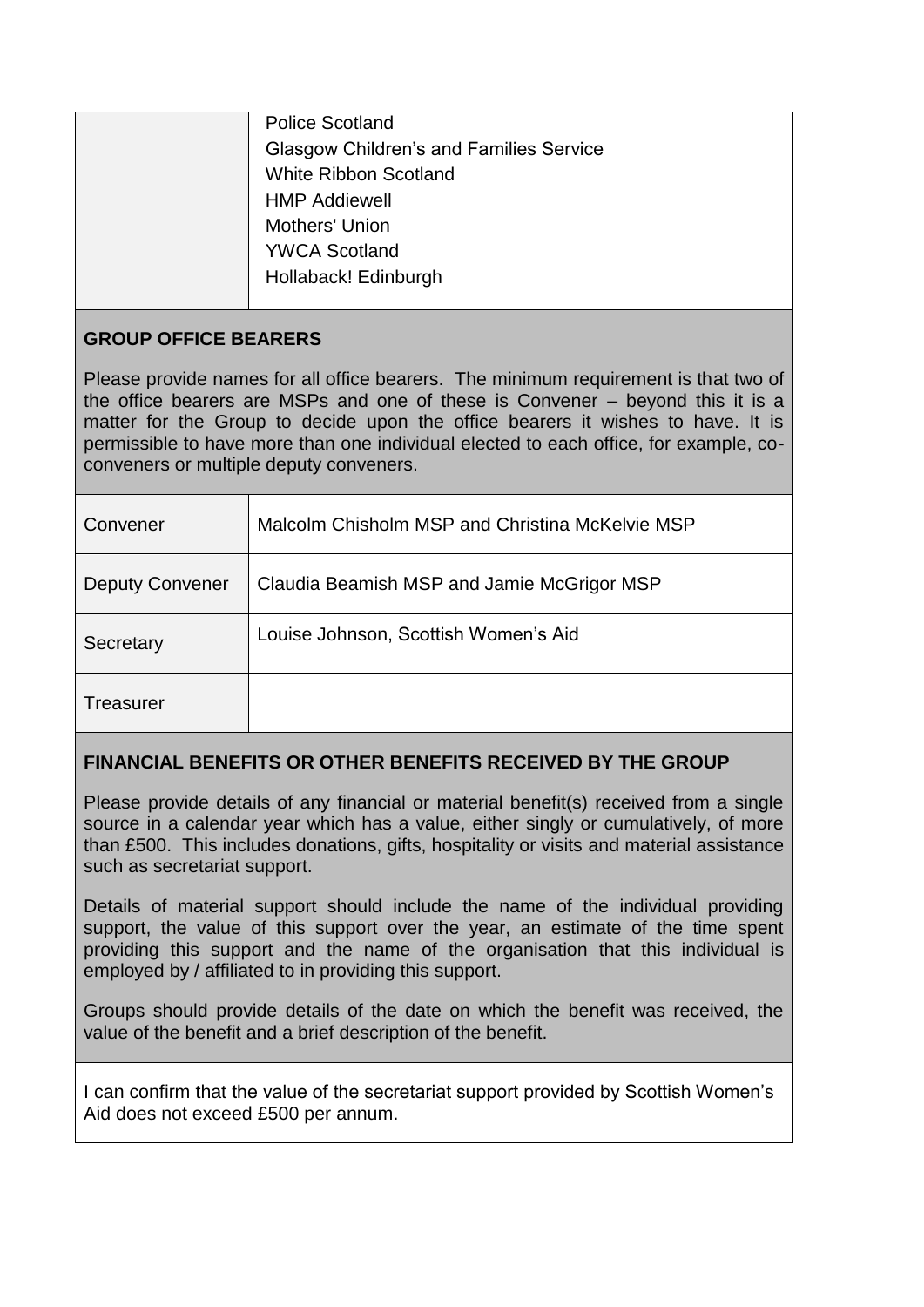| | |
|---|---|
| | Police Scotland<br>Glasgow Children's and Families Service<br>White Ribbon Scotland<br>HMP Addiewell<br>Mothers' Union<br>YWCA Scotland<br>Hollaback! Edinburgh |

**GROUP OFFICE BEARERS**

Please provide names for all office bearers. The minimum requirement is that two of the office bearers are MSPs and one of these is Convener – beyond this it is a matter for the Group to decide upon the office bearers it wishes to have. It is permissible to have more than one individual elected to each office, for example, co-conveners or multiple deputy conveners.

| | |
|---|---|
| Convener | Malcolm Chisholm MSP and Christina McKelvie MSP |
| Deputy Convener | Claudia Beamish MSP and Jamie McGrigor MSP |
| Secretary | Louise Johnson, Scottish Women's Aid |
| Treasurer | |

**FINANCIAL BENEFITS OR OTHER BENEFITS RECEIVED BY THE GROUP**

Please provide details of any financial or material benefit(s) received from a single source in a calendar year which has a value, either singly or cumulatively, of more than £500. This includes donations, gifts, hospitality or visits and material assistance such as secretariat support.

Details of material support should include the name of the individual providing support, the value of this support over the year, an estimate of the time spent providing this support and the name of the organisation that this individual is employed by / affiliated to in providing this support.

Groups should provide details of the date on which the benefit was received, the value of the benefit and a brief description of the benefit.

I can confirm that the value of the secretariat support provided by Scottish Women's Aid does not exceed £500 per annum.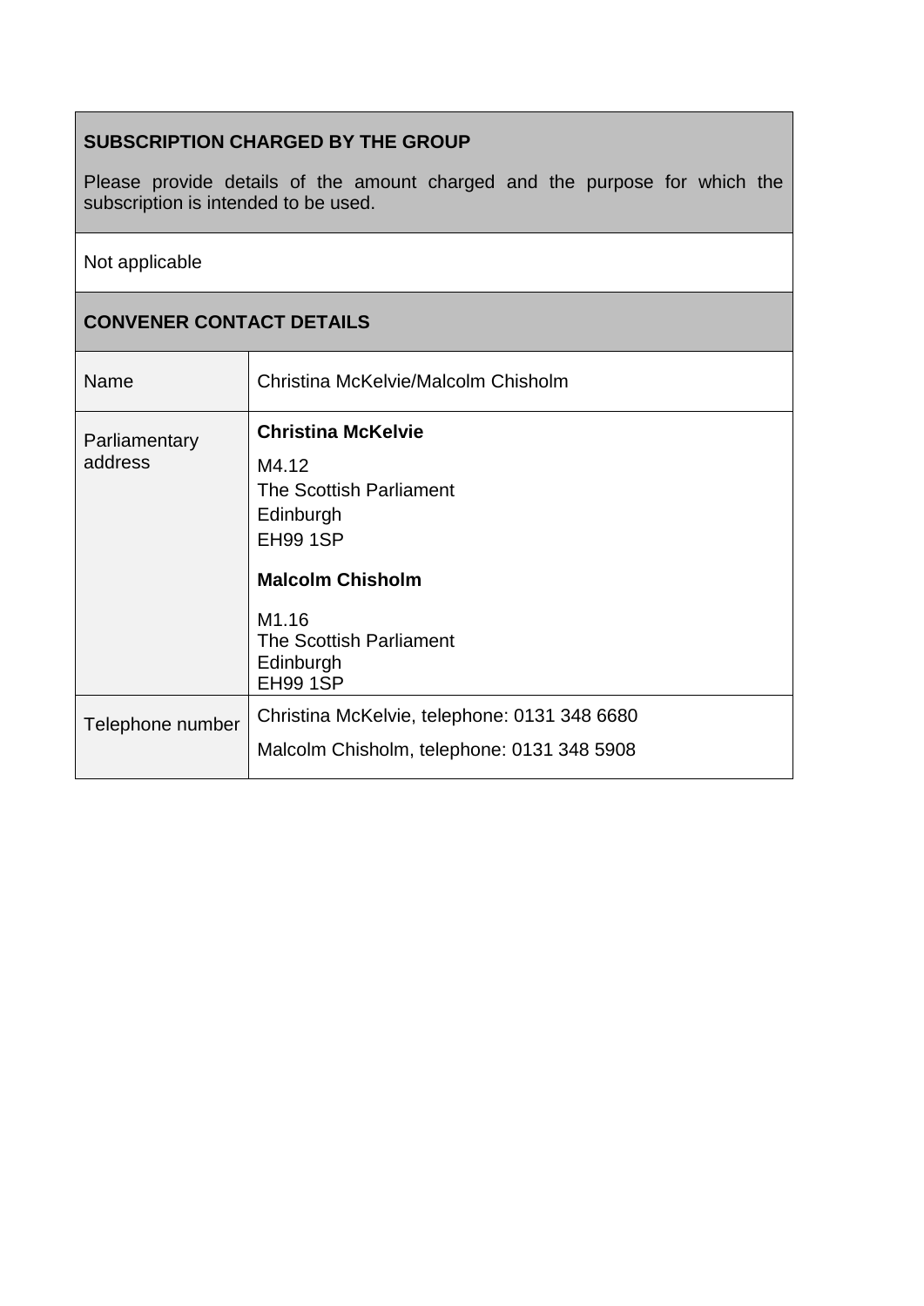| SUBSCRIPTION CHARGED BY THE GROUP |
| --- |
| Please provide details of the amount charged and the purpose for which the subscription is intended to be used. |
| Not applicable |

| CONVENER CONTACT DETAILS | |
| --- | --- |
| Name | Christina McKelvie/Malcolm Chisholm |
| Parliamentary address | **Christina McKelvie**<br>M4.12<br>The Scottish Parliament<br>Edinburgh<br>EH99 1SP<br>**Malcolm Chisholm**<br>M1.16<br>The Scottish Parliament<br>Edinburgh<br>EH99 1SP |
| Telephone number | Christina McKelvie, telephone: 0131 348 6680<br>Malcolm Chisholm, telephone: 0131 348 5908 |